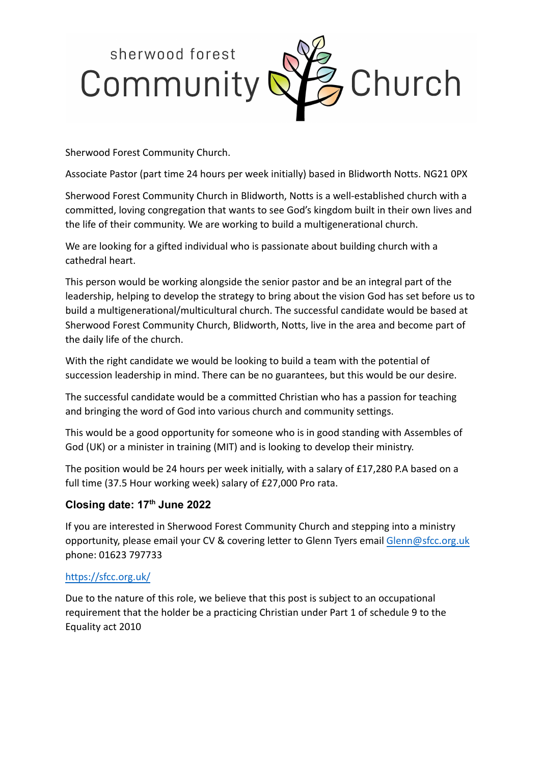sherwood forest Community Church

Sherwood Forest Community Church.

Associate Pastor (part time 24 hours per week initially) based in Blidworth Notts. NG21 0PX

Sherwood Forest Community Church in Blidworth, Notts is a well-established church with a committed, loving congregation that wants to see God's kingdom built in their own lives and the life of their community. We are working to build a multigenerational church.

We are looking for a gifted individual who is passionate about building church with a cathedral heart.

This person would be working alongside the senior pastor and be an integral part of the leadership, helping to develop the strategy to bring about the vision God has set before us to build a multigenerational/multicultural church. The successful candidate would be based at Sherwood Forest Community Church, Blidworth, Notts, live in the area and become part of the daily life of the church.

With the right candidate we would be looking to build a team with the potential of succession leadership in mind. There can be no guarantees, but this would be our desire.

The successful candidate would be a committed Christian who has a passion for teaching and bringing the word of God into various church and community settings.

This would be a good opportunity for someone who is in good standing with Assembles of God (UK) or a minister in training (MIT) and is looking to develop their ministry.

The position would be 24 hours per week initially, with a salary of £17,280 P.A based on a full time (37.5 Hour working week) salary of £27,000 Pro rata.

### Closing date: 17th June 2022

If you are interested in Sherwood Forest Community Church and stepping into a ministry opportunity, please email your CV & covering letter to Glenn Tyers email Glenn@sfcc.org.uk phone: 01623 797733

https://sfcc.org.uk/

Due to the nature of this role, we believe that this post is subject to an occupational requirement that the holder be a practicing Christian under Part 1 of schedule 9 to the Equality act 2010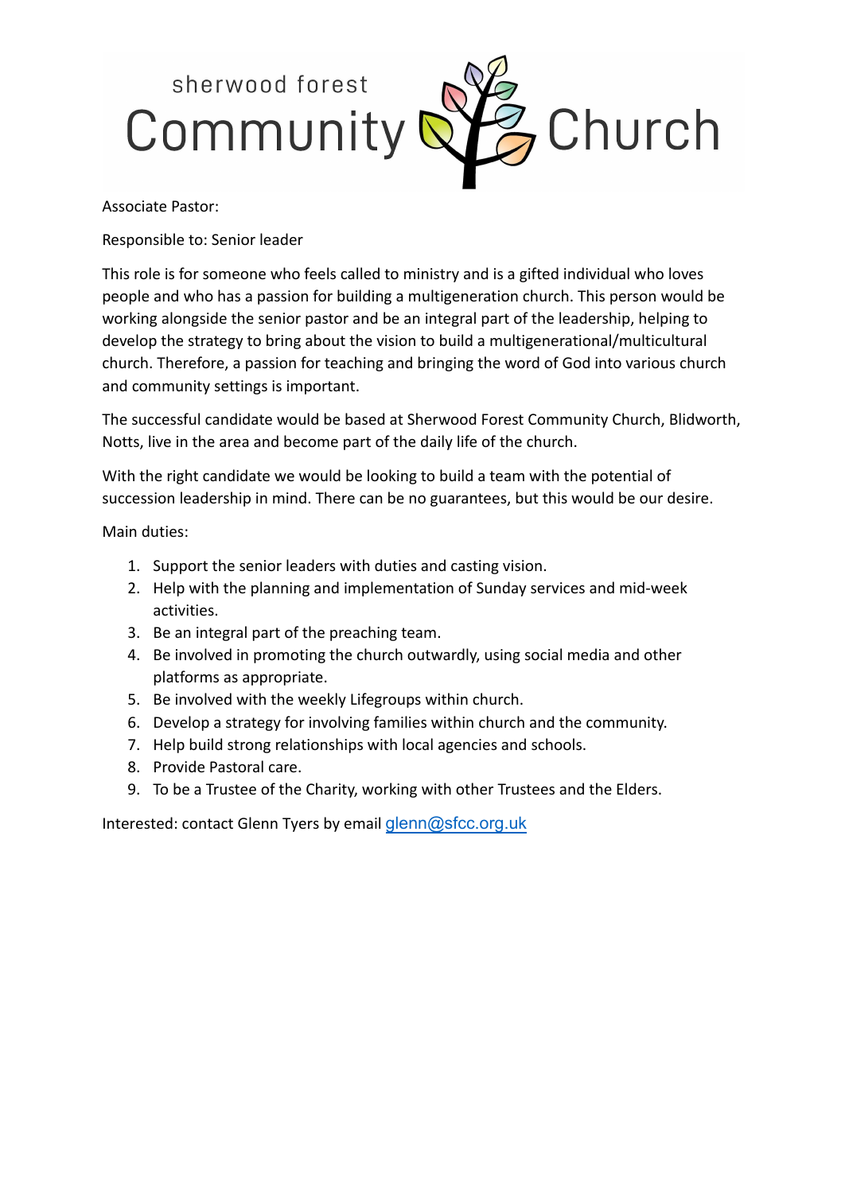sherwood forest Community Church

Associate Pastor:

Responsible to: Senior leader

This role is for someone who feels called to ministry and is a gifted individual who loves people and who has a passion for building a multigeneration church. This person would be working alongside the senior pastor and be an integral part of the leadership, helping to develop the strategy to bring about the vision to build a multigenerational/multicultural church. Therefore, a passion for teaching and bringing the word of God into various church and community settings is important.

The successful candidate would be based at Sherwood Forest Community Church, Blidworth, Notts, live in the area and become part of the daily life of the church.

With the right candidate we would be looking to build a team with the potential of succession leadership in mind. There can be no guarantees, but this would be our desire.

Main duties:

1. Support the senior leaders with duties and casting vision.
2. Help with the planning and implementation of Sunday services and mid-week activities.
3. Be an integral part of the preaching team.
4. Be involved in promoting the church outwardly, using social media and other platforms as appropriate.
5. Be involved with the weekly Lifegroups within church.
6. Develop a strategy for involving families within church and the community.
7. Help build strong relationships with local agencies and schools.
8. Provide Pastoral care.
9. To be a Trustee of the Charity, working with other Trustees and the Elders.

Interested: contact Glenn Tyers by email glenn@sfcc.org.uk